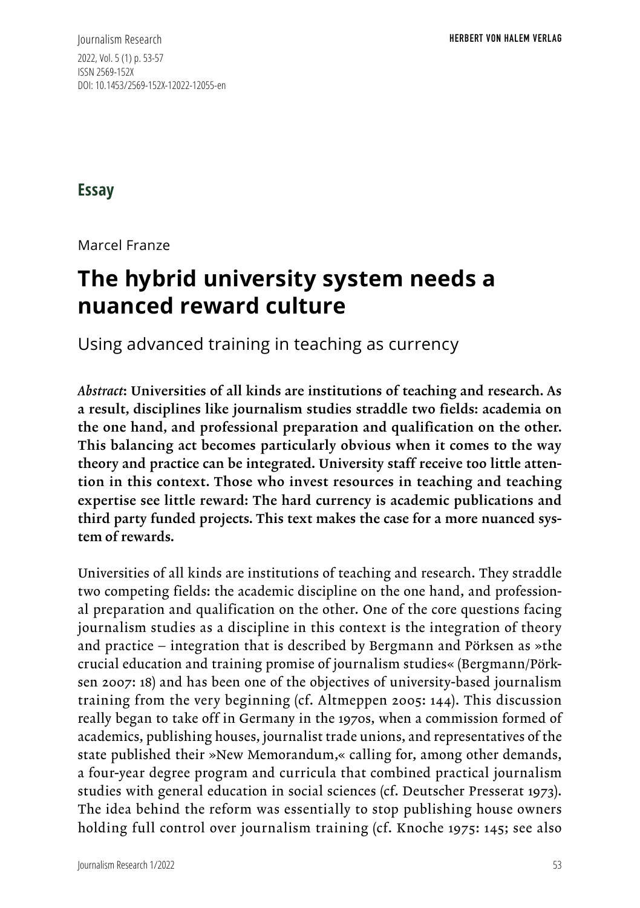**Essay**

Marcel Franze

# The hybrid university system needs a nuanced reward culture

## Using advanced training in teaching as currency

***Abstract*: Universities of all kinds are institutions of teaching and research. As a result, disciplines like journalism studies straddle two fields: academia on the one hand, and professional preparation and qualification on the other. This balancing act becomes particularly obvious when it comes to the way theory and practice can be integrated. University staff receive too little attention in this context. Those who invest resources in teaching and teaching expertise see little reward: The hard currency is academic publications and third party funded projects. This text makes the case for a more nuanced system of rewards.**

Universities of all kinds are institutions of teaching and research. They straddle two competing fields: the academic discipline on the one hand, and professional preparation and qualification on the other. One of the core questions facing journalism studies as a discipline in this context is the integration of theory and practice – integration that is described by Bergmann and Pörksen as »the crucial education and training promise of journalism studies« (Bergmann/Pörksen 2007: 18) and has been one of the objectives of university-based journalism training from the very beginning (cf. Altmeppen 2005: 144). This discussion really began to take off in Germany in the 1970s, when a commission formed of academics, publishing houses, journalist trade unions, and representatives of the state published their »New Memorandum,« calling for, among other demands, a four-year degree program and curricula that combined practical journalism studies with general education in social sciences (cf. Deutscher Presserat 1973). The idea behind the reform was essentially to stop publishing house owners holding full control over journalism training (cf. Knoche 1975: 145; see also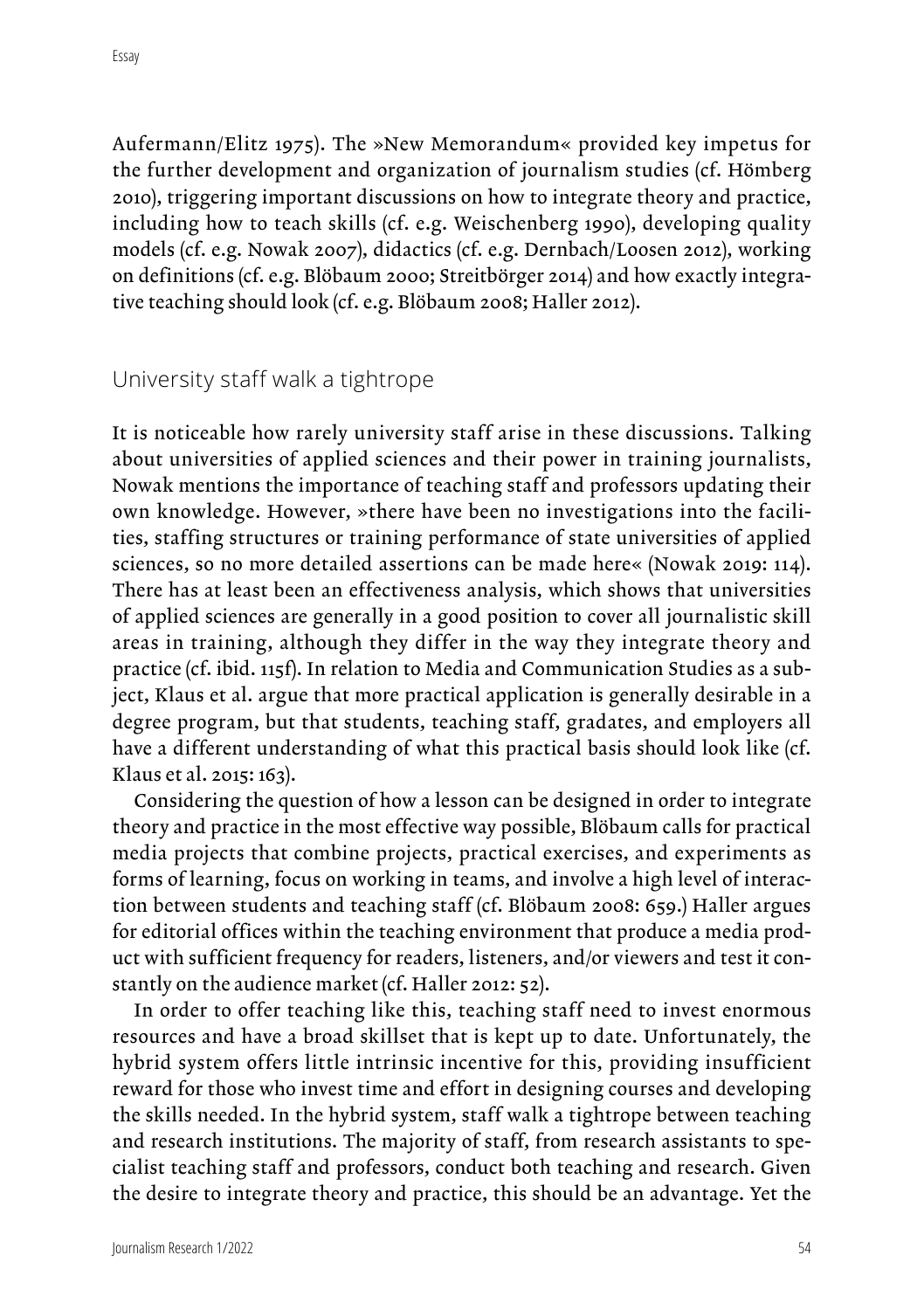Aufermann/Elitz 1975). The »New Memorandum« provided key impetus for the further development and organization of journalism studies (cf. Hömberg 2010), triggering important discussions on how to integrate theory and practice, including how to teach skills (cf. e.g. Weischenberg 1990), developing quality models (cf. e.g. Nowak 2007), didactics (cf. e.g. Dernbach/Loosen 2012), working on definitions (cf. e.g. Blöbaum 2000; Streitbörger 2014) and how exactly integrative teaching should look (cf. e.g. Blöbaum 2008; Haller 2012).

## University staff walk a tightrope

It is noticeable how rarely university staff arise in these discussions. Talking about universities of applied sciences and their power in training journalists, Nowak mentions the importance of teaching staff and professors updating their own knowledge. However, »there have been no investigations into the facilities, staffing structures or training performance of state universities of applied sciences, so no more detailed assertions can be made here« (Nowak 2019: 114). There has at least been an effectiveness analysis, which shows that universities of applied sciences are generally in a good position to cover all journalistic skill areas in training, although they differ in the way they integrate theory and practice (cf. ibid. 115f). In relation to Media and Communication Studies as a subject, Klaus et al. argue that more practical application is generally desirable in a degree program, but that students, teaching staff, gradates, and employers all have a different understanding of what this practical basis should look like (cf. Klaus et al. 2015: 163).

Considering the question of how a lesson can be designed in order to integrate theory and practice in the most effective way possible, Blöbaum calls for practical media projects that combine projects, practical exercises, and experiments as forms of learning, focus on working in teams, and involve a high level of interaction between students and teaching staff (cf. Blöbaum 2008: 659.) Haller argues for editorial offices within the teaching environment that produce a media product with sufficient frequency for readers, listeners, and/or viewers and test it constantly on the audience market (cf. Haller 2012: 52).

In order to offer teaching like this, teaching staff need to invest enormous resources and have a broad skillset that is kept up to date. Unfortunately, the hybrid system offers little intrinsic incentive for this, providing insufficient reward for those who invest time and effort in designing courses and developing the skills needed. In the hybrid system, staff walk a tightrope between teaching and research institutions. The majority of staff, from research assistants to specialist teaching staff and professors, conduct both teaching and research. Given the desire to integrate theory and practice, this should be an advantage. Yet the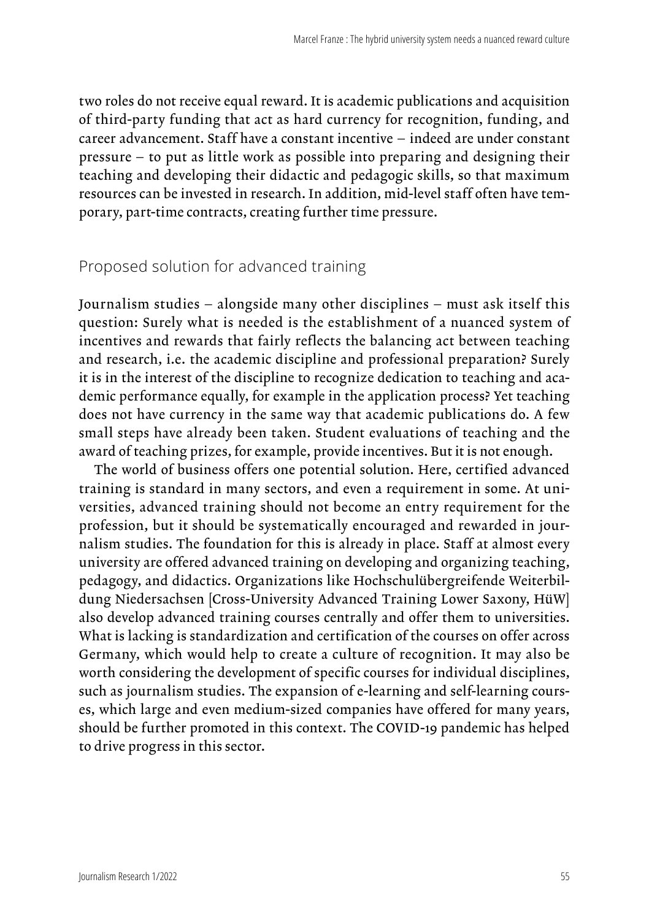two roles do not receive equal reward. It is academic publications and acquisition of third-party funding that act as hard currency for recognition, funding, and career advancement. Staff have a constant incentive – indeed are under constant pressure – to put as little work as possible into preparing and designing their teaching and developing their didactic and pedagogic skills, so that maximum resources can be invested in research. In addition, mid-level staff often have temporary, part-time contracts, creating further time pressure.

## Proposed solution for advanced training

Journalism studies – alongside many other disciplines – must ask itself this question: Surely what is needed is the establishment of a nuanced system of incentives and rewards that fairly reflects the balancing act between teaching and research, i.e. the academic discipline and professional preparation? Surely it is in the interest of the discipline to recognize dedication to teaching and academic performance equally, for example in the application process? Yet teaching does not have currency in the same way that academic publications do. A few small steps have already been taken. Student evaluations of teaching and the award of teaching prizes, for example, provide incentives. But it is not enough.

The world of business offers one potential solution. Here, certified advanced training is standard in many sectors, and even a requirement in some. At universities, advanced training should not become an entry requirement for the profession, but it should be systematically encouraged and rewarded in journalism studies. The foundation for this is already in place. Staff at almost every university are offered advanced training on developing and organizing teaching, pedagogy, and didactics. Organizations like Hochschulübergreifende Weiterbildung Niedersachsen [Cross-University Advanced Training Lower Saxony, HüW] also develop advanced training courses centrally and offer them to universities. What is lacking is standardization and certification of the courses on offer across Germany, which would help to create a culture of recognition. It may also be worth considering the development of specific courses for individual disciplines, such as journalism studies. The expansion of e-learning and self-learning courses, which large and even medium-sized companies have offered for many years, should be further promoted in this context. The COVID-19 pandemic has helped to drive progress in this sector.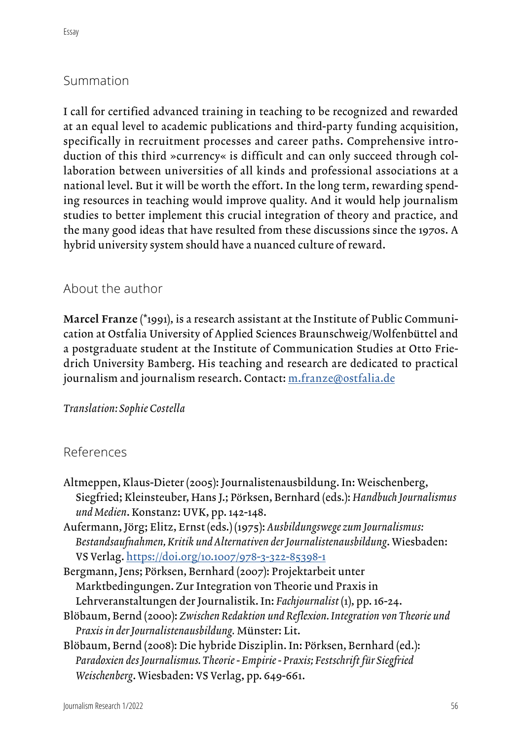## Summation

I call for certified advanced training in teaching to be recognized and rewarded at an equal level to academic publications and third-party funding acquisition, specifically in recruitment processes and career paths. Comprehensive introduction of this third »currency« is difficult and can only succeed through collaboration between universities of all kinds and professional associations at a national level. But it will be worth the effort. In the long term, rewarding spending resources in teaching would improve quality. And it would help journalism studies to better implement this crucial integration of theory and practice, and the many good ideas that have resulted from these discussions since the 1970s. A hybrid university system should have a nuanced culture of reward.

## About the author

**Marcel Franze** (*1991), is a research assistant at the Institute of Public Communication at Ostfalia University of Applied Sciences Braunschweig/Wolfenbüttel and a postgraduate student at the Institute of Communication Studies at Otto Friedrich University Bamberg. His teaching and research are dedicated to practical journalism and journalism research. Contact: m.franze@ostfalia.de

*Translation: Sophie Costella*

## References

Altmeppen, Klaus-Dieter (2005): Journalistenausbildung. In: Weischenberg, Siegfried; Kleinsteuber, Hans J.; Pörksen, Bernhard (eds.): *Handbuch Journalismus und Medien*. Konstanz: UVK, pp. 142-148.

Aufermann, Jörg; Elitz, Ernst (eds.) (1975): *Ausbildungswege zum Journalismus: Bestandsaufnahmen, Kritik und Alternativen der Journalistenausbildung*. Wiesbaden: VS Verlag. https://doi.org/10.1007/978-3-322-85398-1

Bergmann, Jens; Pörksen, Bernhard (2007): Projektarbeit unter Marktbedingungen. Zur Integration von Theorie und Praxis in Lehrveranstaltungen der Journalistik. In: *Fachjournalist* (1), pp. 16-24.

Blöbaum, Bernd (2000): *Zwischen Redaktion und Reflexion. Integration von Theorie und Praxis in der Journalistenausbildung.* Münster: Lit.

Blöbaum, Bernd (2008): Die hybride Disziplin. In: Pörksen, Bernhard (ed.): *Paradoxien des Journalismus. Theorie - Empirie - Praxis; Festschrift für Siegfried Weischenberg*. Wiesbaden: VS Verlag, pp. 649-661.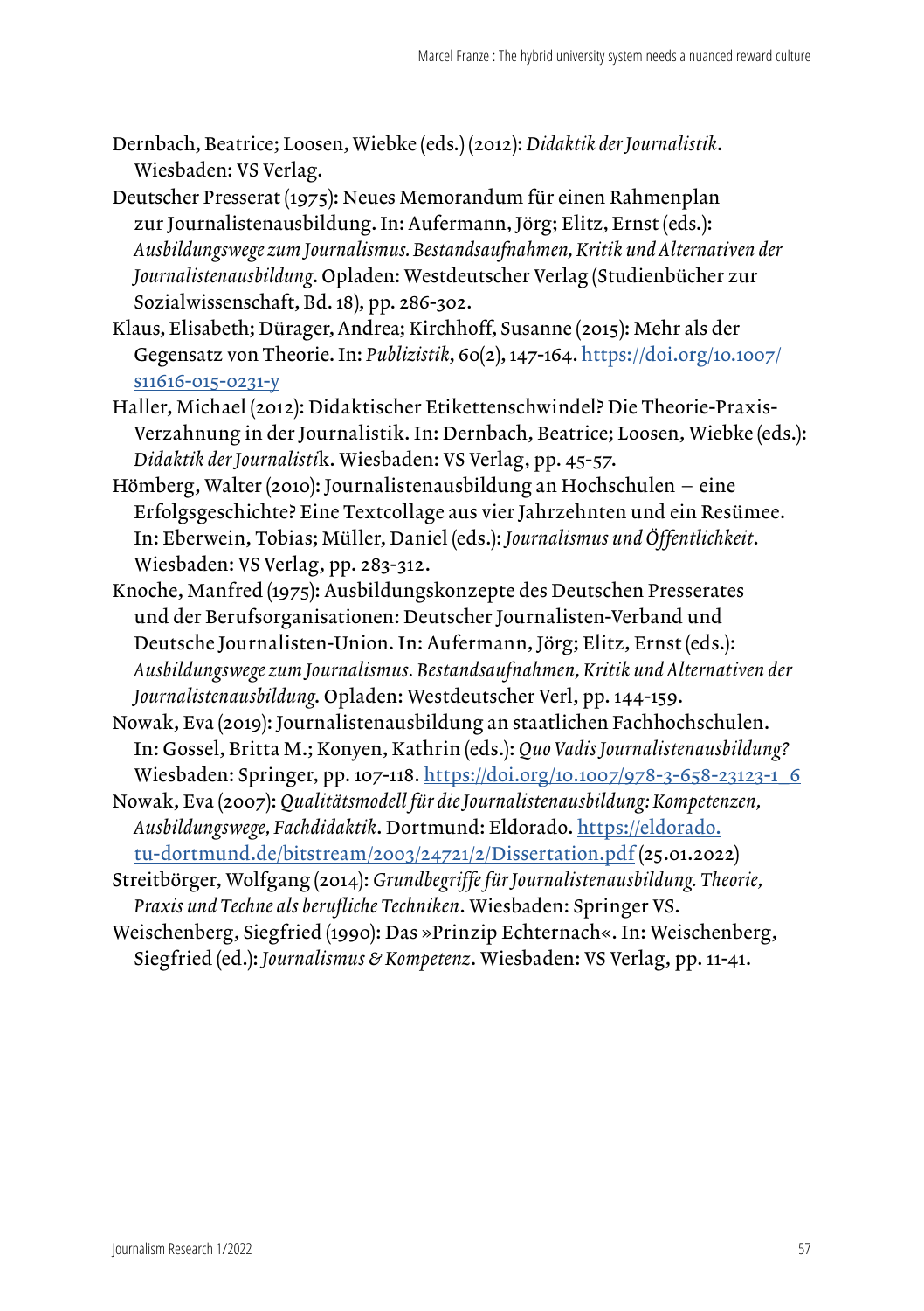Dernbach, Beatrice; Loosen, Wiebke (eds.) (2012): *Didaktik der Journalistik*. Wiesbaden: VS Verlag.

Deutscher Presserat (1975): Neues Memorandum für einen Rahmenplan zur Journalistenausbildung. In: Aufermann, Jörg; Elitz, Ernst (eds.): *Ausbildungswege zum Journalismus. Bestandsaufnahmen, Kritik und Alternativen der Journalistenausbildung*. Opladen: Westdeutscher Verlag (Studienbücher zur Sozialwissenschaft, Bd. 18), pp. 286-302.

Klaus, Elisabeth; Dürager, Andrea; Kirchhoff, Susanne (2015): Mehr als der Gegensatz von Theorie. In: *Publizistik*, 60(2), 147-164. https://doi.org/10.1007/s11616-015-0231-y

Haller, Michael (2012): Didaktischer Etikettenschwindel? Die Theorie-Praxis-Verzahnung in der Journalistik. In: Dernbach, Beatrice; Loosen, Wiebke (eds.): *Didaktik der Journalisti*k. Wiesbaden: VS Verlag, pp. 45-57.

Hömberg, Walter (2010): Journalistenausbildung an Hochschulen – eine Erfolgsgeschichte? Eine Textcollage aus vier Jahrzehnten und ein Resümee. In: Eberwein, Tobias; Müller, Daniel (eds.): *Journalismus und Öffentlichkeit*. Wiesbaden: VS Verlag, pp. 283-312.

Knoche, Manfred (1975): Ausbildungskonzepte des Deutschen Presserates und der Berufsorganisationen: Deutscher Journalisten-Verband und Deutsche Journalisten-Union. In: Aufermann, Jörg; Elitz, Ernst (eds.): *Ausbildungswege zum Journalismus. Bestandsaufnahmen, Kritik und Alternativen der Journalistenausbildung*. Opladen: Westdeutscher Verl, pp. 144-159.

Nowak, Eva (2019): Journalistenausbildung an staatlichen Fachhochschulen. In: Gossel, Britta M.; Konyen, Kathrin (eds.): *Quo Vadis Journalistenausbildung?* Wiesbaden: Springer, pp. 107-118. https://doi.org/10.1007/978-3-658-23123-1_6

Nowak, Eva (2007): *Qualitätsmodell für die Journalistenausbildung: Kompetenzen, Ausbildungswege, Fachdidaktik*. Dortmund: Eldorado. https://eldorado.tu-dortmund.de/bitstream/2003/24721/2/Dissertation.pdf (25.01.2022)

Streitbörger, Wolfgang (2014): *Grundbegriffe für Journalistenausbildung. Theorie, Praxis und Techne als berufliche Techniken*. Wiesbaden: Springer VS.

Weischenberg, Siegfried (1990): Das »Prinzip Echternach«. In: Weischenberg, Siegfried (ed.): *Journalismus & Kompetenz*. Wiesbaden: VS Verlag, pp. 11-41.